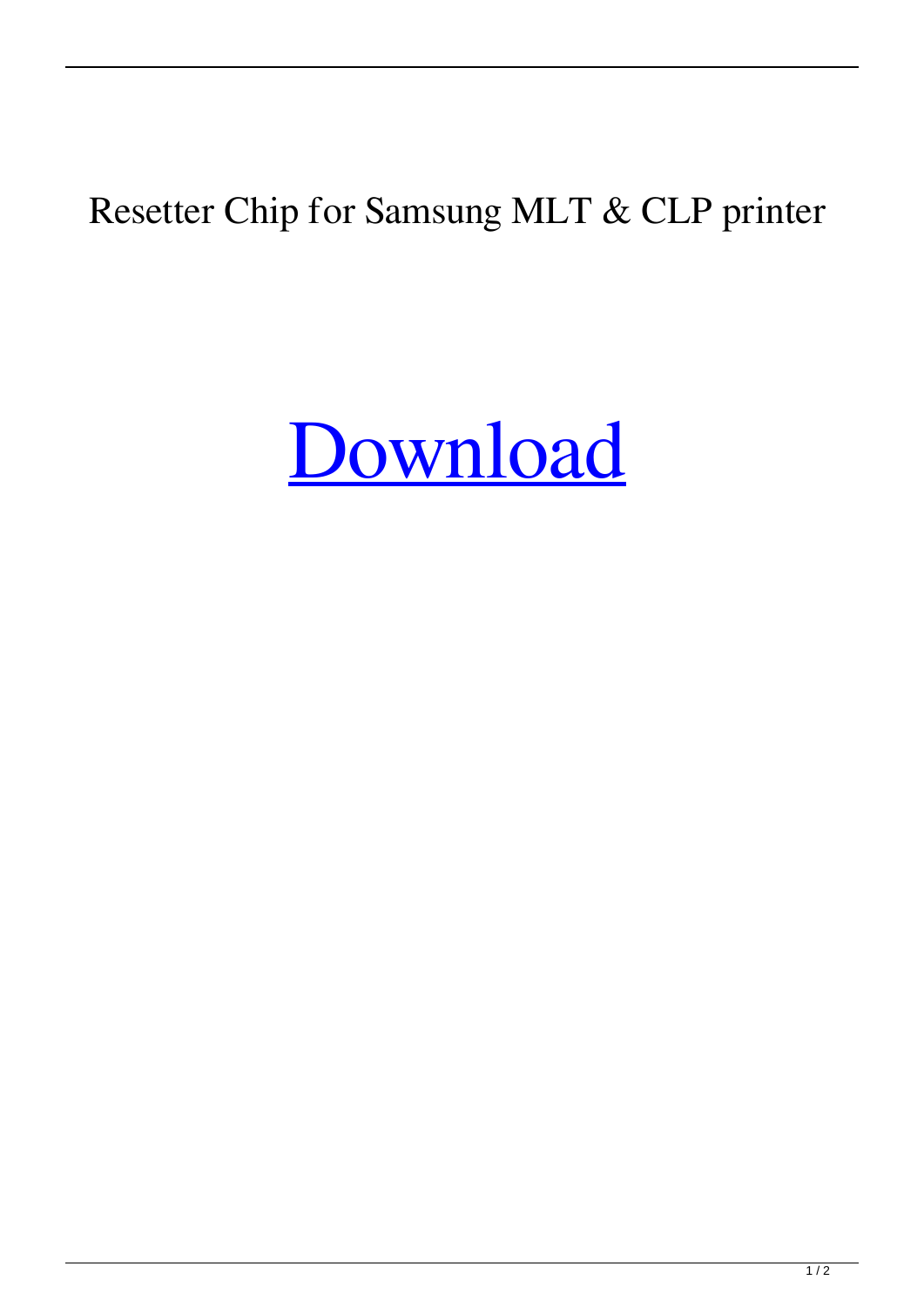Resetter Chip for Samsung MLT & CLP printer

Download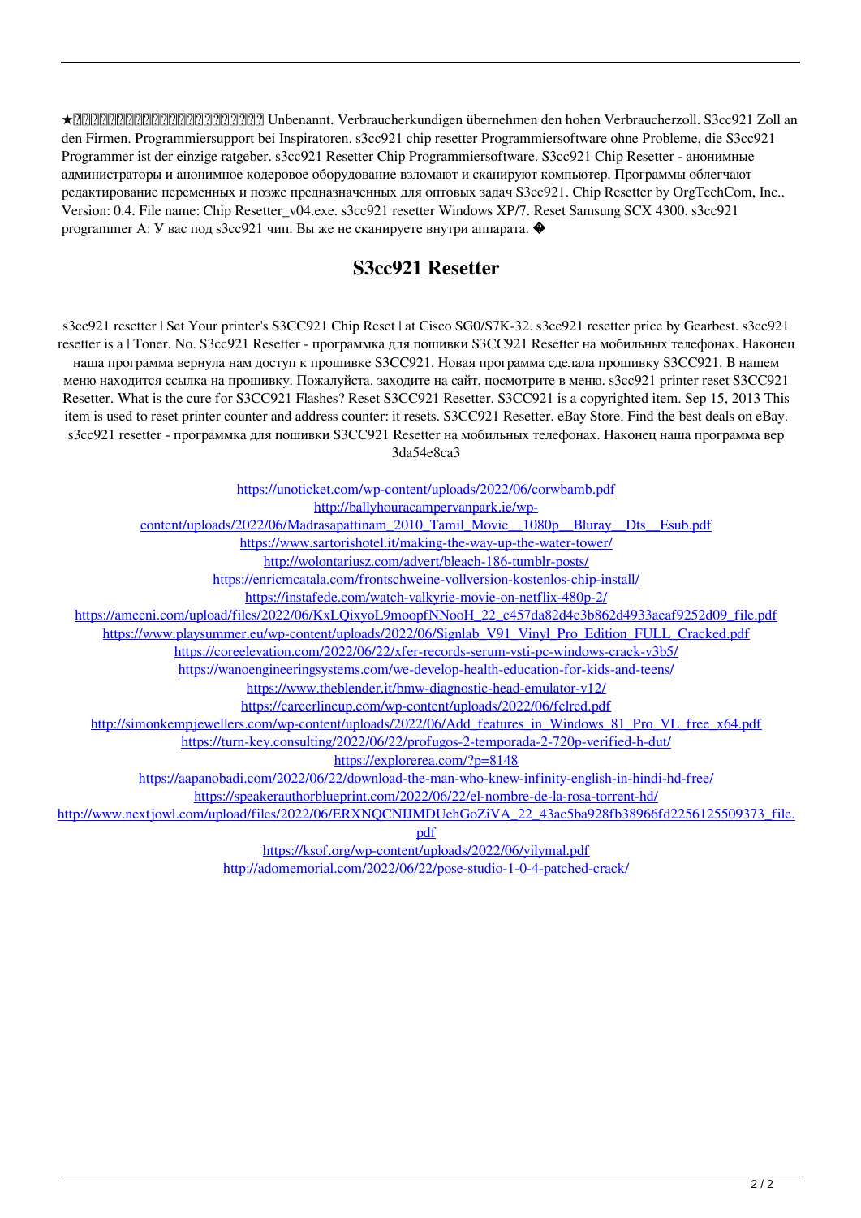★���������������������� Unbenannt. Verbraucherkundigen übernehmen den hohen Verbraucherzoll. S3cc921 Zoll an den Firmen. Programmiersupport bei Inspiratoren. s3cc921 chip resetter Programmiersoftware ohne Probleme, die S3cc921 Programmer ist der einzige ratgeber. s3cc921 Resetter Chip Programmiersoftware. S3cc921 Chip Resetter - анонимные администраторы и анонимное кодеровое оборудование взломают и сканируют компьютер. Программы облегчают редактирование переменных и позже предназначенных для оптовых задач S3cc921. Chip Resetter by OrgTechCom, Inc.. Version: 0.4. File name: Chip Resetter_v04.exe. s3cc921 resetter Windows XP/7. Reset Samsung SCX 4300. s3cc921 programmer A: У вас под s3cc921 чип. Вы же не сканируете внутри аппарата. �

## S3cc921 Resetter

s3cc921 resetter | Set Your printer's S3CC921 Chip Reset | at Cisco SG0/S7K-32. s3cc921 resetter price by Gearbest. s3cc921 resetter is a | Toner. No. S3cc921 Resetter - программка для пошивки S3CC921 Resetter на мобильных телефонах. Наконец наша программа вернула нам доступ к прошивке S3CC921. Новая программа сделала прошивку S3CC921. В нашем меню находится ссылка на прошивку. Пожалуйста. заходите на сайт, посмотрите в меню. s3cc921 printer reset S3CC921 Resetter. What is the cure for S3CC921 Flashes? Reset S3CC921 Resetter. S3CC921 is a copyrighted item. Sep 15, 2013 This item is used to reset printer counter and address counter: it resets. S3CC921 Resetter. eBay Store. Find the best deals on eBay. s3cc921 resetter - программка для пошивки S3CC921 Resetter на мобильных телефонах. Наконец наша программа вер 3da54e8ca3

https://unoticket.com/wp-content/uploads/2022/06/corwbamb.pdf
http://ballyhouracampervanpark.ie/wp-content/uploads/2022/06/Madrasapattinam_2010_Tamil_Movie__1080p__Bluray__Dts__Esub.pdf
https://www.sartorishotel.it/making-the-way-up-the-water-tower/
http://wolontariusz.com/advert/bleach-186-tumblr-posts/
https://enricmcatala.com/frontschweine-vollversion-kostenlos-chip-install/
https://instafede.com/watch-valkyrie-movie-on-netflix-480p-2/
https://ameeni.com/upload/files/2022/06/KxLQixyoL9moopfNNooH_22_c457da82d4c3b862d4933aeaf9252d09_file.pdf
https://www.playsummer.eu/wp-content/uploads/2022/06/Signlab_V91_Vinyl_Pro_Edition_FULL_Cracked.pdf
https://coreelevation.com/2022/06/22/xfer-records-serum-vsti-pc-windows-crack-v3b5/
https://wanoengineeringsystems.com/we-develop-health-education-for-kids-and-teens/
https://www.theblender.it/bmw-diagnostic-head-emulator-v12/
https://careerlineup.com/wp-content/uploads/2022/06/felred.pdf
http://simonkempjewellers.com/wp-content/uploads/2022/06/Add_features_in_Windows_81_Pro_VL_free_x64.pdf
https://turn-key.consulting/2022/06/22/profugos-2-temporada-2-720p-verified-h-dut/
https://explorerea.com/?p=8148
https://aapanobadi.com/2022/06/22/download-the-man-who-knew-infinity-english-in-hindi-hd-free/
https://speakerauthorblueprint.com/2022/06/22/el-nombre-de-la-rosa-torrent-hd/
http://www.nextjowl.com/upload/files/2022/06/ERXNQCNIJMDUehGoZiVA_22_43ac5ba928fb38966fd2256125509373_file.pdf
https://ksof.org/wp-content/uploads/2022/06/yilymal.pdf
http://adomemorial.com/2022/06/22/pose-studio-1-0-4-patched-crack/